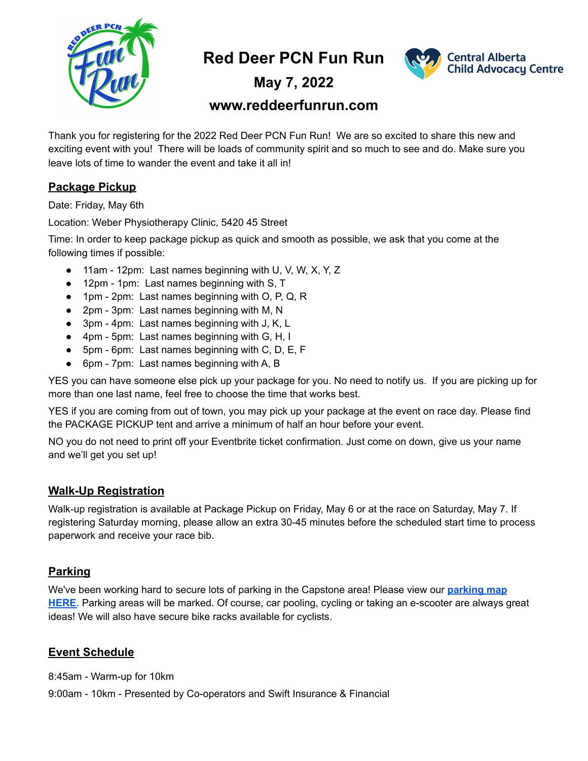# Red Deer PCN Fun Run

## May 7, 2022

## www.reddeerfunrun.com

Thank you for registering for the 2022 Red Deer PCN Fun Run! We are so excited to share this new and exciting event with you! There will be loads of community spirit and so much to see and do. Make sure you leave lots of time to wander the event and take it all in!

## Package Pickup

Date: Friday, May 6th

Location: Weber Physiotherapy Clinic, 5420 45 Street

Time: In order to keep package pickup as quick and smooth as possible, we ask that you come at the following times if possible:

- 11am - 12pm: Last names beginning with U, V, W, X, Y, Z
- 12pm - 1pm: Last names beginning with S, T
- 1pm - 2pm: Last names beginning with O, P, Q, R
- 2pm - 3pm: Last names beginning with M, N
- 3pm - 4pm: Last names beginning with J, K, L
- 4pm - 5pm: Last names beginning with G, H, I
- 5pm - 6pm: Last names beginning with C, D, E, F
- 6pm - 7pm: Last names beginning with A, B

YES you can have someone else pick up your package for you. No need to notify us. If you are picking up for more than one last name, feel free to choose the time that works best.

YES if you are coming from out of town, you may pick up your package at the event on race day. Please find the PACKAGE PICKUP tent and arrive a minimum of half an hour before your event.

NO you do not need to print off your Eventbrite ticket confirmation. Just come on down, give us your name and we'll get you set up!

## Walk-Up Registration

Walk-up registration is available at Package Pickup on Friday, May 6 or at the race on Saturday, May 7. If registering Saturday morning, please allow an extra 30-45 minutes before the scheduled start time to process paperwork and receive your race bib.

## Parking

We've been working hard to secure lots of parking in the Capstone area! Please view our **parking map HERE**. Parking areas will be marked. Of course, car pooling, cycling or taking an e-scooter are always great ideas! We will also have secure bike racks available for cyclists.

## Event Schedule

8:45am - Warm-up for 10km

9:00am - 10km - Presented by Co-operators and Swift Insurance & Financial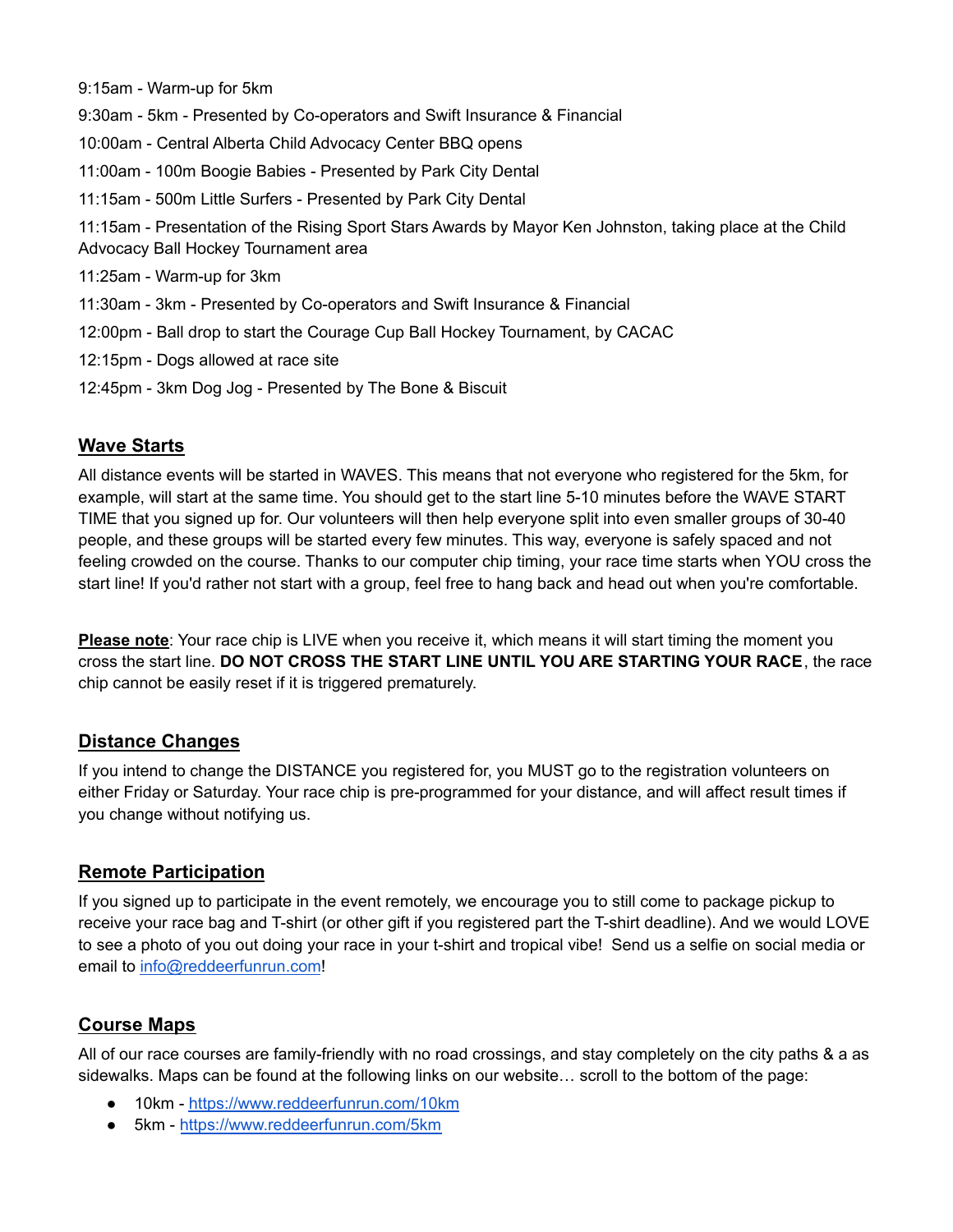9:15am - Warm-up for 5km

9:30am - 5km - Presented by Co-operators and Swift Insurance & Financial

10:00am - Central Alberta Child Advocacy Center BBQ opens

11:00am - 100m Boogie Babies - Presented by Park City Dental

11:15am - 500m Little Surfers - Presented by Park City Dental

11:15am - Presentation of the Rising Sport Stars Awards by Mayor Ken Johnston, taking place at the Child Advocacy Ball Hockey Tournament area

11:25am - Warm-up for 3km

11:30am - 3km - Presented by Co-operators and Swift Insurance & Financial

12:00pm - Ball drop to start the Courage Cup Ball Hockey Tournament, by CACAC

12:15pm - Dogs allowed at race site

12:45pm - 3km Dog Jog - Presented by The Bone & Biscuit

## Wave Starts

All distance events will be started in WAVES. This means that not everyone who registered for the 5km, for example, will start at the same time. You should get to the start line 5-10 minutes before the WAVE START TIME that you signed up for. Our volunteers will then help everyone split into even smaller groups of 30-40 people, and these groups will be started every few minutes. This way, everyone is safely spaced and not feeling crowded on the course. Thanks to our computer chip timing, your race time starts when YOU cross the start line! If you'd rather not start with a group, feel free to hang back and head out when you're comfortable.

**Please note**: Your race chip is LIVE when you receive it, which means it will start timing the moment you cross the start line. **DO NOT CROSS THE START LINE UNTIL YOU ARE STARTING YOUR RACE**, the race chip cannot be easily reset if it is triggered prematurely.

## Distance Changes

If you intend to change the DISTANCE you registered for, you MUST go to the registration volunteers on either Friday or Saturday. Your race chip is pre-programmed for your distance, and will affect result times if you change without notifying us.

## Remote Participation

If you signed up to participate in the event remotely, we encourage you to still come to package pickup to receive your race bag and T-shirt (or other gift if you registered part the T-shirt deadline). And we would LOVE to see a photo of you out doing your race in your t-shirt and tropical vibe! Send us a selfie on social media or email to info@reddeerfunrun.com!

## Course Maps

All of our race courses are family-friendly with no road crossings, and stay completely on the city paths & a as sidewalks. Maps can be found at the following links on our website… scroll to the bottom of the page:

- 10km - https://www.reddeerfunrun.com/10km
- 5km - https://www.reddeerfunrun.com/5km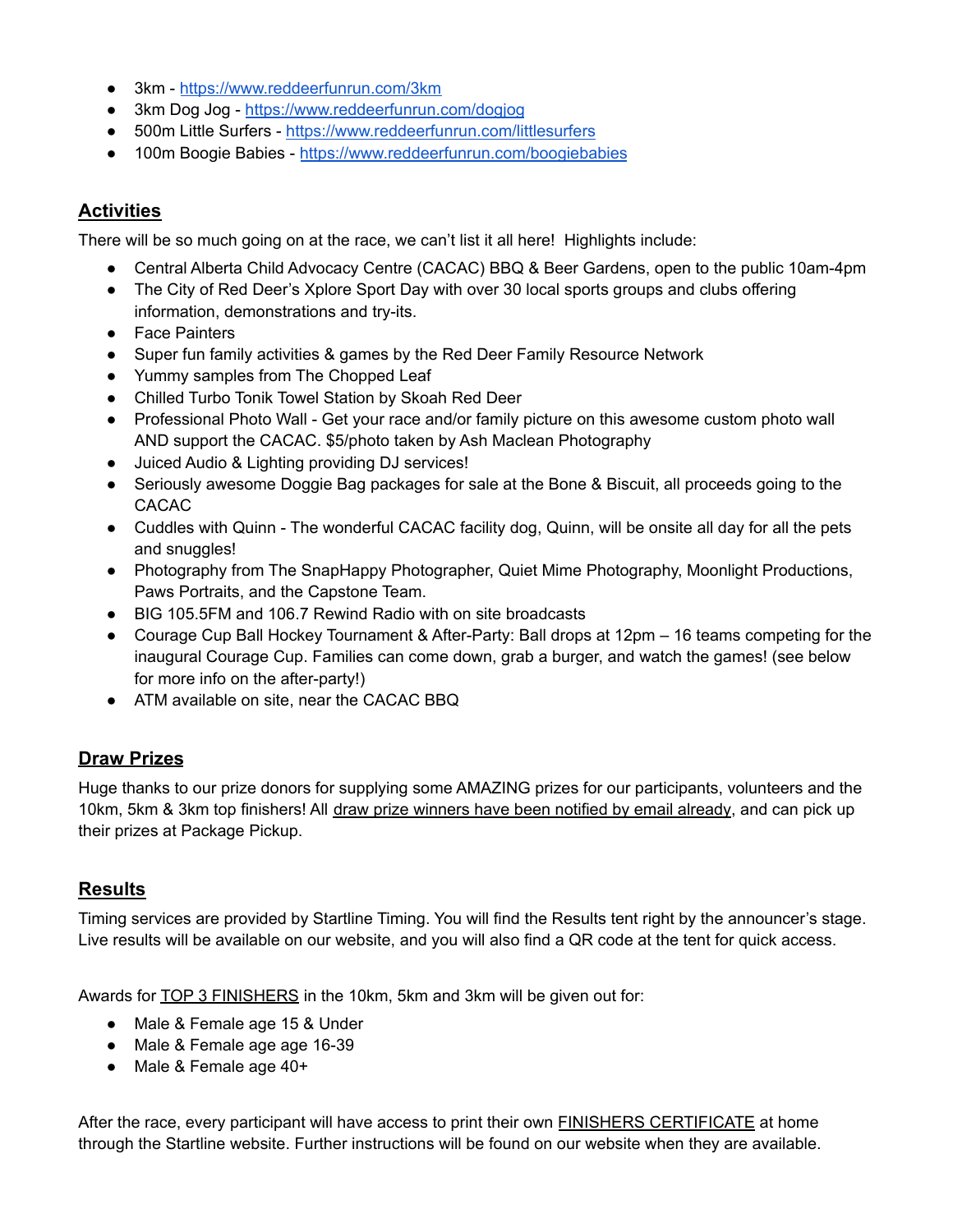- 3km - https://www.reddeerfunrun.com/3km
- 3km Dog Jog - https://www.reddeerfunrun.com/dogjog
- 500m Little Surfers - https://www.reddeerfunrun.com/littlesurfers
- 100m Boogie Babies - https://www.reddeerfunrun.com/boogiebabies

## Activities

There will be so much going on at the race, we can't list it all here! Highlights include:

- Central Alberta Child Advocacy Centre (CACAC) BBQ & Beer Gardens, open to the public 10am-4pm
- The City of Red Deer's Xplore Sport Day with over 30 local sports groups and clubs offering information, demonstrations and try-its.
- Face Painters
- Super fun family activities & games by the Red Deer Family Resource Network
- Yummy samples from The Chopped Leaf
- Chilled Turbo Tonik Towel Station by Skoah Red Deer
- Professional Photo Wall - Get your race and/or family picture on this awesome custom photo wall AND support the CACAC. $5/photo taken by Ash Maclean Photography
- Juiced Audio & Lighting providing DJ services!
- Seriously awesome Doggie Bag packages for sale at the Bone & Biscuit, all proceeds going to the CACAC
- Cuddles with Quinn - The wonderful CACAC facility dog, Quinn, will be onsite all day for all the pets and snuggles!
- Photography from The SnapHappy Photographer, Quiet Mime Photography, Moonlight Productions, Paws Portraits, and the Capstone Team.
- BIG 105.5FM and 106.7 Rewind Radio with on site broadcasts
- Courage Cup Ball Hockey Tournament & After-Party: Ball drops at 12pm – 16 teams competing for the inaugural Courage Cup. Families can come down, grab a burger, and watch the games! (see below for more info on the after-party!)
- ATM available on site, near the CACAC BBQ

## Draw Prizes

Huge thanks to our prize donors for supplying some AMAZING prizes for our participants, volunteers and the 10km, 5km & 3km top finishers! All draw prize winners have been notified by email already, and can pick up their prizes at Package Pickup.

## Results

Timing services are provided by Startline Timing. You will find the Results tent right by the announcer's stage. Live results will be available on our website, and you will also find a QR code at the tent for quick access.

Awards for TOP 3 FINISHERS in the 10km, 5km and 3km will be given out for:

- Male & Female age 15 & Under
- Male & Female age age 16-39
- Male & Female age 40+

After the race, every participant will have access to print their own FINISHERS CERTIFICATE at home through the Startline website. Further instructions will be found on our website when they are available.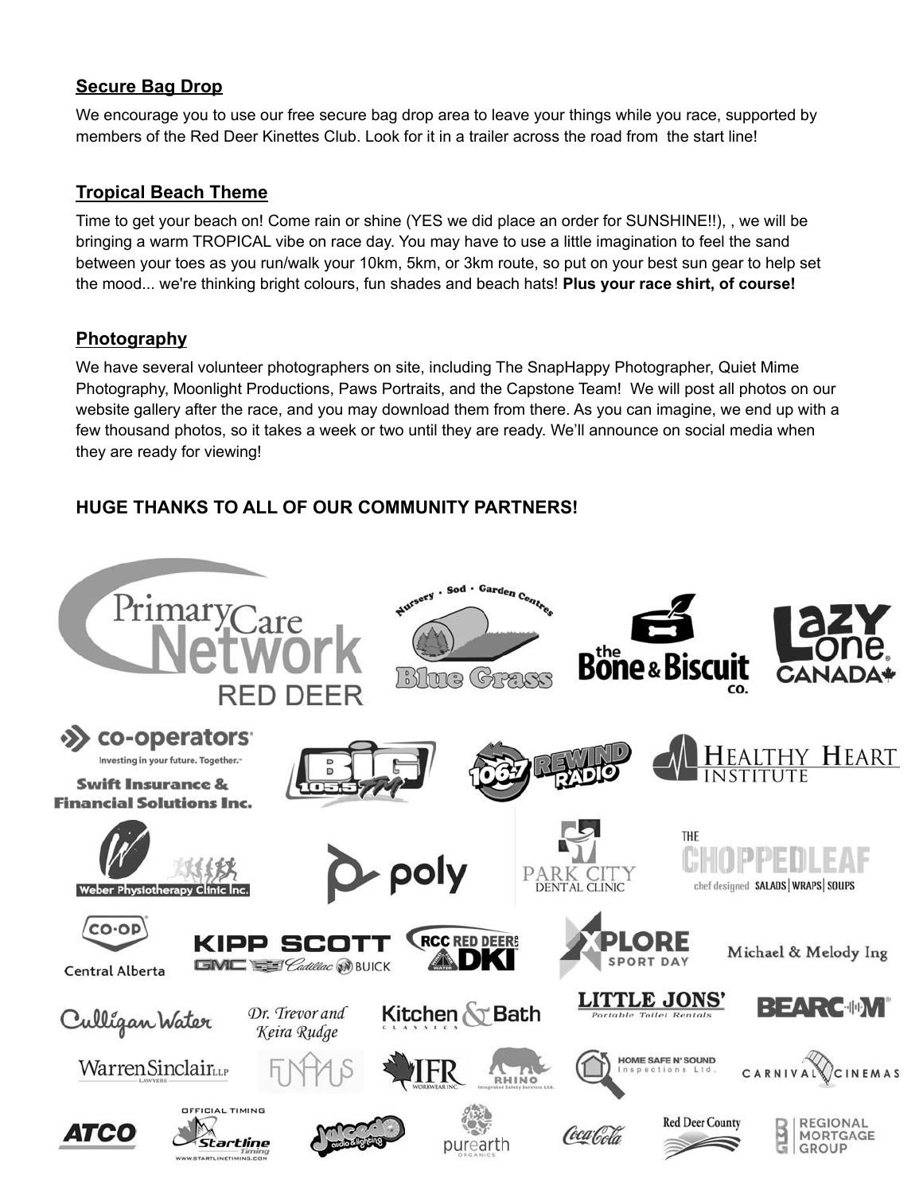## Secure Bag Drop

We encourage you to use our free secure bag drop area to leave your things while you race, supported by members of the Red Deer Kinettes Club. Look for it in a trailer across the road from the start line!

## Tropical Beach Theme

Time to get your beach on! Come rain or shine (YES we did place an order for SUNSHINE!!), , we will be bringing a warm TROPICAL vibe on race day. You may have to use a little imagination to feel the sand between your toes as you run/walk your 10km, 5km, or 3km route, so put on your best sun gear to help set the mood... we're thinking bright colours, fun shades and beach hats! **Plus your race shirt, of course!**

## Photography

We have several volunteer photographers on site, including The SnapHappy Photographer, Quiet Mime Photography, Moonlight Productions, Paws Portraits, and the Capstone Team! We will post all photos on our website gallery after the race, and you may download them from there. As you can imagine, we end up with a few thousand photos, so it takes a week or two until they are ready. We'll announce on social media when they are ready for viewing!

**HUGE THANKS TO ALL OF OUR COMMUNITY PARTNERS!**